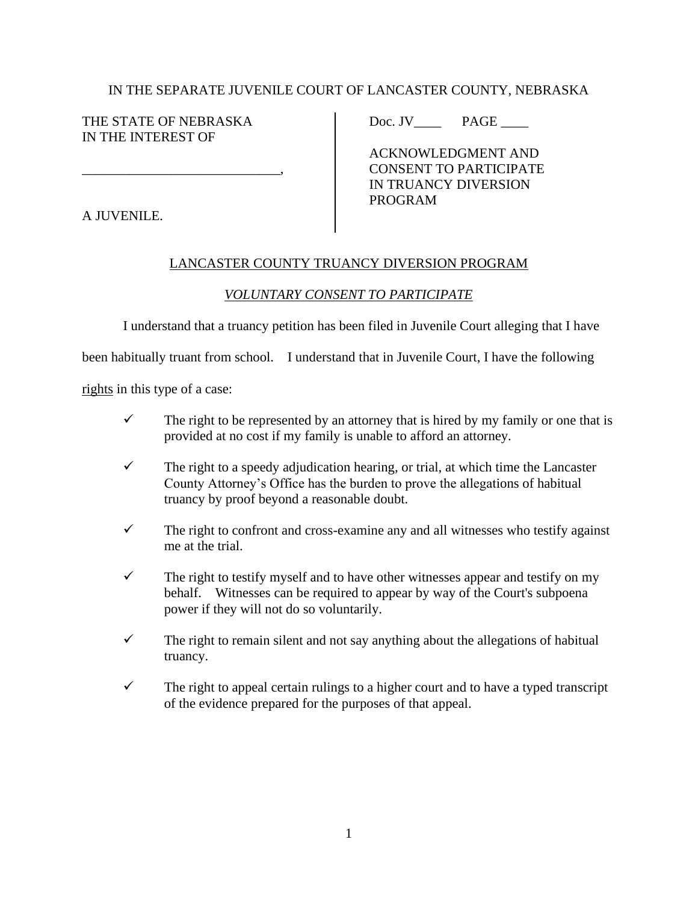IN THE SEPARATE JUVENILE COURT OF LANCASTER COUNTY, NEBRASKA

| THE STATE OF NEBRASKA<br>IN THE INTEREST OF<br><br>____________________________,<br><br>A JUVENILE. | Doc. JV____ PAGE ____<br><br>ACKNOWLEDGMENT AND CONSENT TO PARTICIPATE IN TRUANCY DIVERSION PROGRAM |
|---|---|

<u>LANCASTER COUNTY TRUANCY DIVERSION PROGRAM</u>

*<u>VOLUNTARY CONSENT TO PARTICIPATE</u>*

I understand that a truancy petition has been filed in Juvenile Court alleging that I have been habitually truant from school. I understand that in Juvenile Court, I have the following <u>rights</u> in this type of a case:

- ✓ The right to be represented by an attorney that is hired by my family or one that is provided at no cost if my family is unable to afford an attorney.
- ✓ The right to a speedy adjudication hearing, or trial, at which time the Lancaster County Attorney's Office has the burden to prove the allegations of habitual truancy by proof beyond a reasonable doubt.
- ✓ The right to confront and cross-examine any and all witnesses who testify against me at the trial.
- ✓ The right to testify myself and to have other witnesses appear and testify on my behalf. Witnesses can be required to appear by way of the Court's subpoena power if they will not do so voluntarily.
- ✓ The right to remain silent and not say anything about the allegations of habitual truancy.
- ✓ The right to appeal certain rulings to a higher court and to have a typed transcript of the evidence prepared for the purposes of that appeal.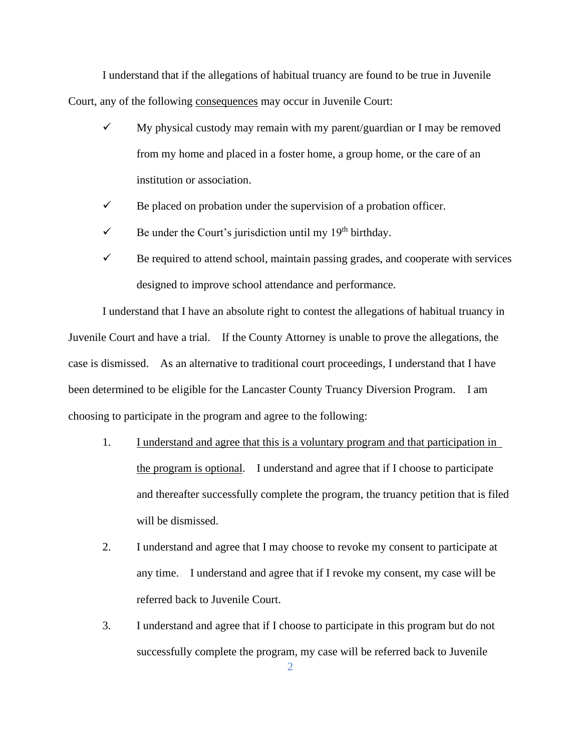I understand that if the allegations of habitual truancy are found to be true in Juvenile Court, any of the following <u>consequences</u> may occur in Juvenile Court:

- ✓ My physical custody may remain with my parent/guardian or I may be removed from my home and placed in a foster home, a group home, or the care of an institution or association.
- ✓ Be placed on probation under the supervision of a probation officer.
- ✓ Be under the Court's jurisdiction until my 19th birthday.
- ✓ Be required to attend school, maintain passing grades, and cooperate with services designed to improve school attendance and performance.

I understand that I have an absolute right to contest the allegations of habitual truancy in Juvenile Court and have a trial. If the County Attorney is unable to prove the allegations, the case is dismissed. As an alternative to traditional court proceedings, I understand that I have been determined to be eligible for the Lancaster County Truancy Diversion Program. I am choosing to participate in the program and agree to the following:

1. <u>I understand and agree that this is a voluntary program and that participation in the program is optional</u>. I understand and agree that if I choose to participate and thereafter successfully complete the program, the truancy petition that is filed will be dismissed.
2. I understand and agree that I may choose to revoke my consent to participate at any time. I understand and agree that if I revoke my consent, my case will be referred back to Juvenile Court.
3. I understand and agree that if I choose to participate in this program but do not successfully complete the program, my case will be referred back to Juvenile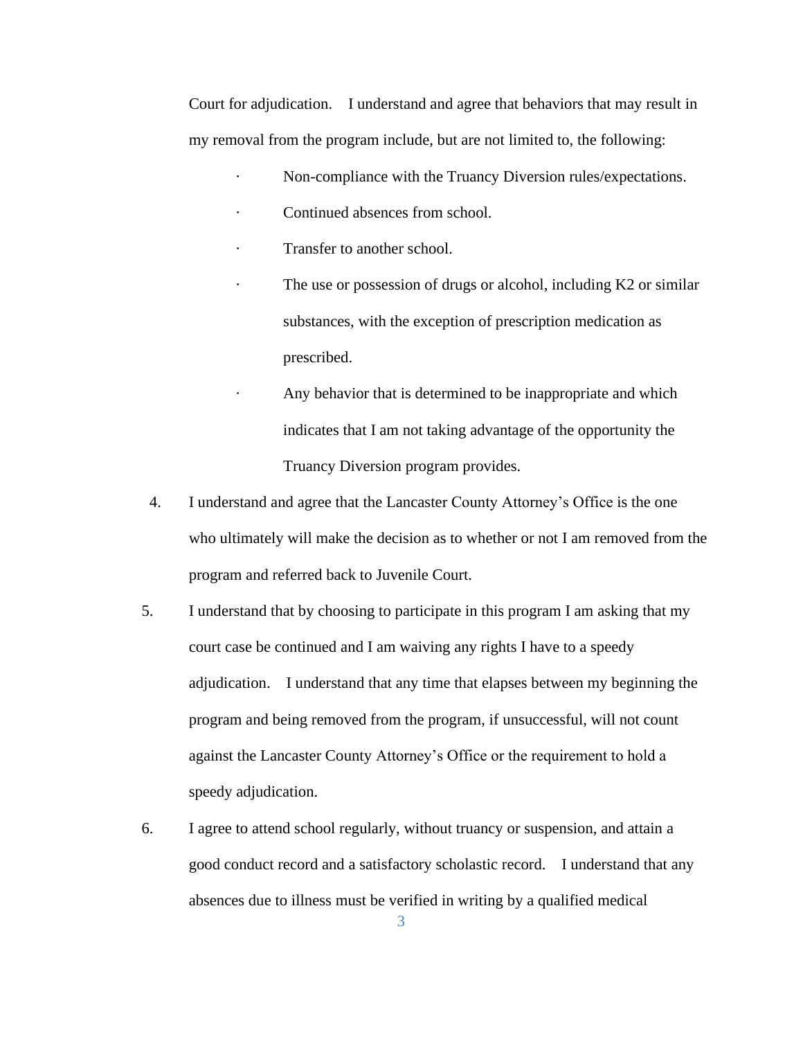Court for adjudication. I understand and agree that behaviors that may result in my removal from the program include, but are not limited to, the following:

- Non-compliance with the Truancy Diversion rules/expectations.
- Continued absences from school.
- Transfer to another school.
- The use or possession of drugs or alcohol, including K2 or similar substances, with the exception of prescription medication as prescribed.
- Any behavior that is determined to be inappropriate and which indicates that I am not taking advantage of the opportunity the Truancy Diversion program provides.

4. I understand and agree that the Lancaster County Attorney's Office is the one who ultimately will make the decision as to whether or not I am removed from the program and referred back to Juvenile Court.

5. I understand that by choosing to participate in this program I am asking that my court case be continued and I am waiving any rights I have to a speedy adjudication. I understand that any time that elapses between my beginning the program and being removed from the program, if unsuccessful, will not count against the Lancaster County Attorney's Office or the requirement to hold a speedy adjudication.

6. I agree to attend school regularly, without truancy or suspension, and attain a good conduct record and a satisfactory scholastic record. I understand that any absences due to illness must be verified in writing by a qualified medical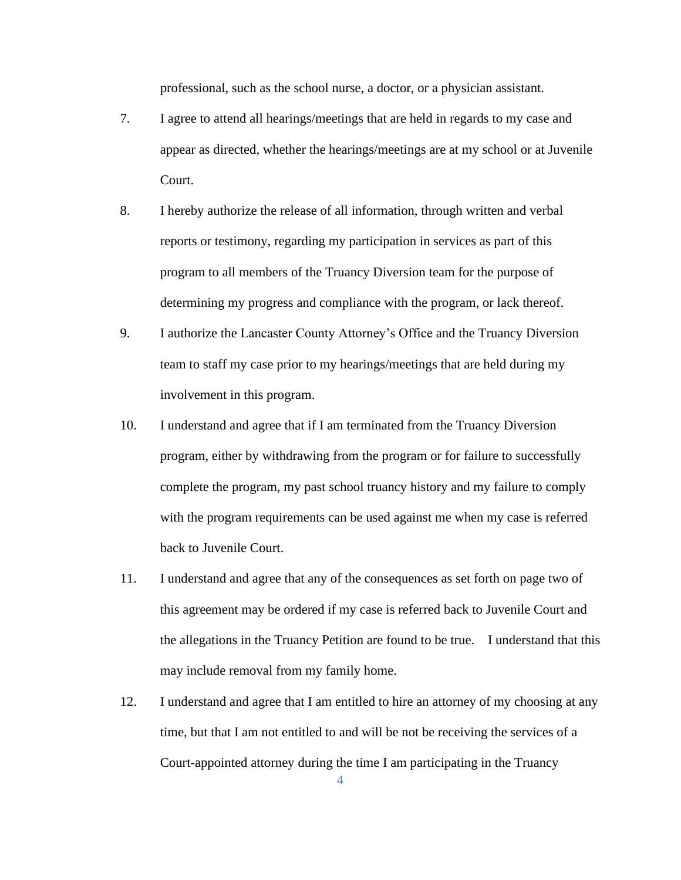professional, such as the school nurse, a doctor, or a physician assistant.

7. I agree to attend all hearings/meetings that are held in regards to my case and appear as directed, whether the hearings/meetings are at my school or at Juvenile Court.

8. I hereby authorize the release of all information, through written and verbal reports or testimony, regarding my participation in services as part of this program to all members of the Truancy Diversion team for the purpose of determining my progress and compliance with the program, or lack thereof.

9. I authorize the Lancaster County Attorney's Office and the Truancy Diversion team to staff my case prior to my hearings/meetings that are held during my involvement in this program.

10. I understand and agree that if I am terminated from the Truancy Diversion program, either by withdrawing from the program or for failure to successfully complete the program, my past school truancy history and my failure to comply with the program requirements can be used against me when my case is referred back to Juvenile Court.

11. I understand and agree that any of the consequences as set forth on page two of this agreement may be ordered if my case is referred back to Juvenile Court and the allegations in the Truancy Petition are found to be true. I understand that this may include removal from my family home.

12. I understand and agree that I am entitled to hire an attorney of my choosing at any time, but that I am not entitled to and will be not be receiving the services of a Court-appointed attorney during the time I am participating in the Truancy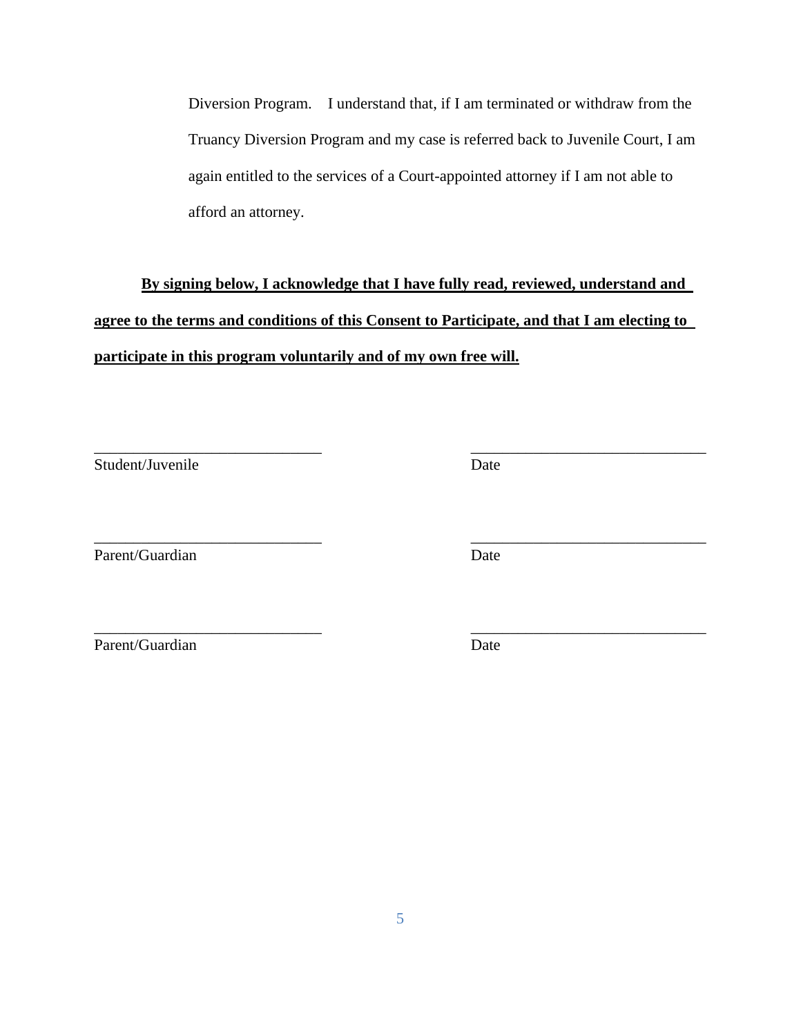Diversion Program. I understand that, if I am terminated or withdraw from the Truancy Diversion Program and my case is referred back to Juvenile Court, I am again entitled to the services of a Court-appointed attorney if I am not able to afford an attorney.

**By signing below, I acknowledge that I have fully read, reviewed, understand and agree to the terms and conditions of this Consent to Participate, and that I am electing to participate in this program voluntarily and of my own free will.**

| | |
|---|---|
| ______________________________ | ______________________________ |
| Student/Juvenile | Date |
| ______________________________ | ______________________________ |
| Parent/Guardian | Date |
| ______________________________ | ______________________________ |
| Parent/Guardian | Date |